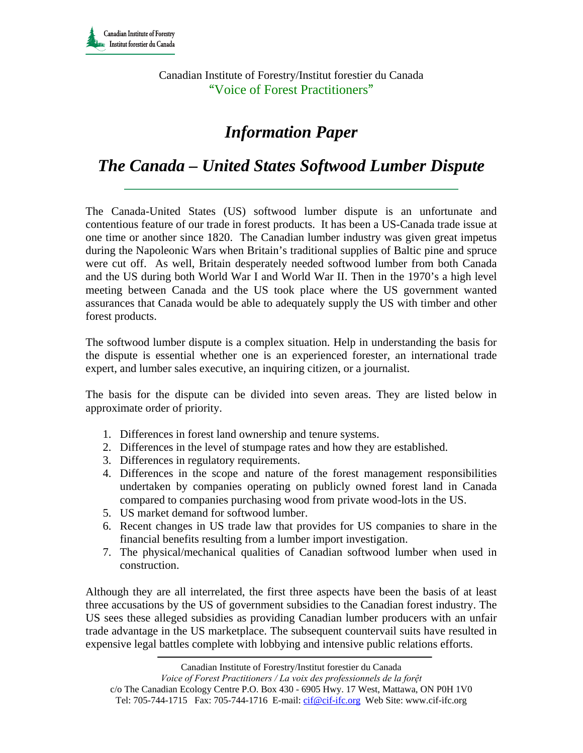Canadian Institute of Forestry/Institut forestier du Canada
"Voice of Forest Practitioners"

# *Information Paper*

## *The Canada – United States Softwood Lumber Dispute*

The Canada-United States (US) softwood lumber dispute is an unfortunate and contentious feature of our trade in forest products. It has been a US-Canada trade issue at one time or another since 1820. The Canadian lumber industry was given great impetus during the Napoleonic Wars when Britain's traditional supplies of Baltic pine and spruce were cut off. As well, Britain desperately needed softwood lumber from both Canada and the US during both World War I and World War II. Then in the 1970's a high level meeting between Canada and the US took place where the US government wanted assurances that Canada would be able to adequately supply the US with timber and other forest products.

The softwood lumber dispute is a complex situation. Help in understanding the basis for the dispute is essential whether one is an experienced forester, an international trade expert, and lumber sales executive, an inquiring citizen, or a journalist.

The basis for the dispute can be divided into seven areas. They are listed below in approximate order of priority.

1. Differences in forest land ownership and tenure systems.
2. Differences in the level of stumpage rates and how they are established.
3. Differences in regulatory requirements.
4. Differences in the scope and nature of the forest management responsibilities undertaken by companies operating on publicly owned forest land in Canada compared to companies purchasing wood from private wood-lots in the US.
5. US market demand for softwood lumber.
6. Recent changes in US trade law that provides for US companies to share in the financial benefits resulting from a lumber import investigation.
7. The physical/mechanical qualities of Canadian softwood lumber when used in construction.

Although they are all interrelated, the first three aspects have been the basis of at least three accusations by the US of government subsidies to the Canadian forest industry. The US sees these alleged subsidies as providing Canadian lumber producers with an unfair trade advantage in the US marketplace. The subsequent countervail suits have resulted in expensive legal battles complete with lobbying and intensive public relations efforts.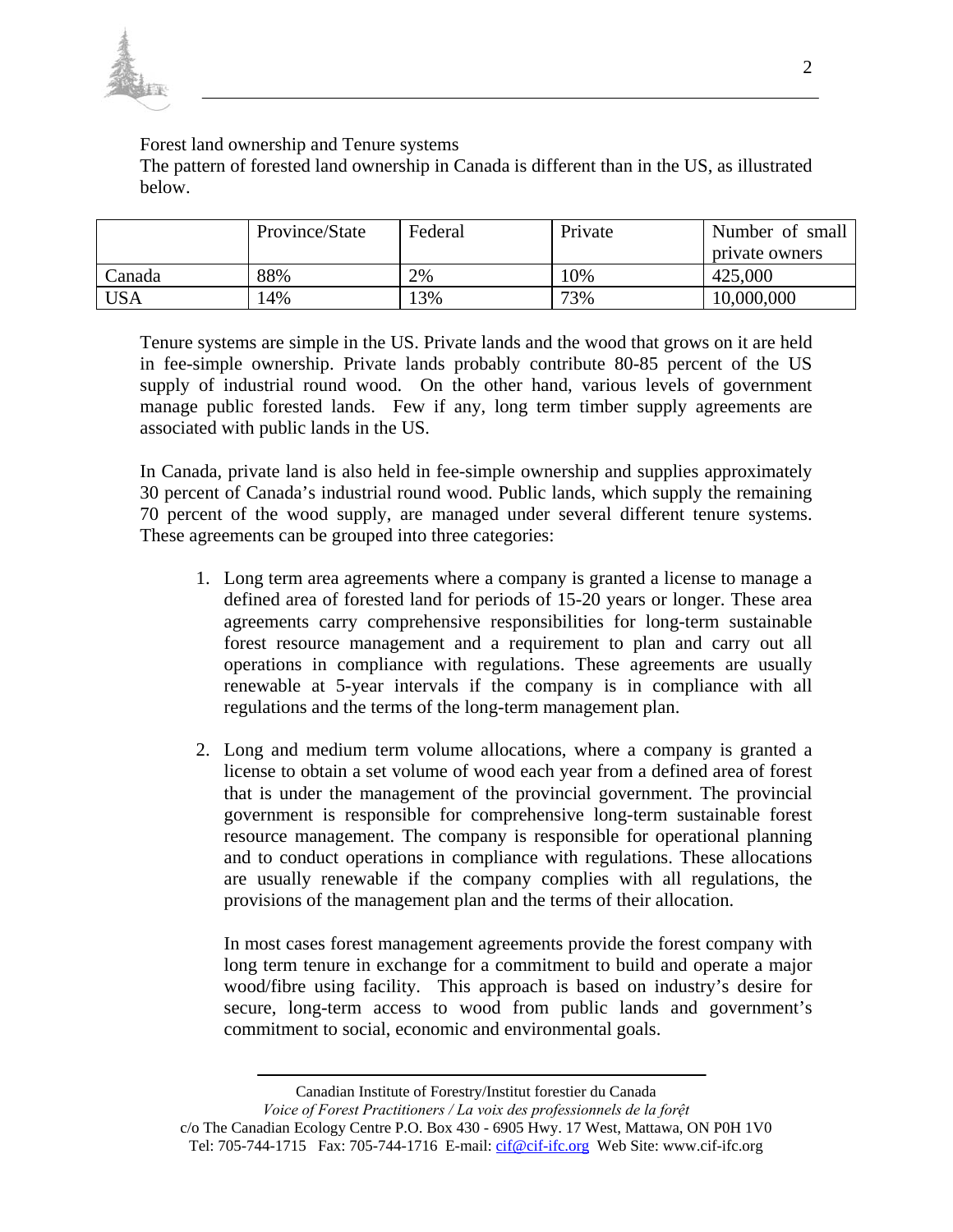Forest land ownership and Tenure systems

The pattern of forested land ownership in Canada is different than in the US, as illustrated below.

| | Province/State | Federal | Private | Number of small private owners |
|---|---|---|---|---|
| Canada | 88% | 2% | 10% | 425,000 |
| USA | 14% | 13% | 73% | 10,000,000 |

Tenure systems are simple in the US. Private lands and the wood that grows on it are held in fee-simple ownership. Private lands probably contribute 80-85 percent of the US supply of industrial round wood. On the other hand, various levels of government manage public forested lands. Few if any, long term timber supply agreements are associated with public lands in the US.

In Canada, private land is also held in fee-simple ownership and supplies approximately 30 percent of Canada's industrial round wood. Public lands, which supply the remaining 70 percent of the wood supply, are managed under several different tenure systems. These agreements can be grouped into three categories:

1. Long term area agreements where a company is granted a license to manage a defined area of forested land for periods of 15-20 years or longer. These area agreements carry comprehensive responsibilities for long-term sustainable forest resource management and a requirement to plan and carry out all operations in compliance with regulations. These agreements are usually renewable at 5-year intervals if the company is in compliance with all regulations and the terms of the long-term management plan.

2. Long and medium term volume allocations, where a company is granted a license to obtain a set volume of wood each year from a defined area of forest that is under the management of the provincial government. The provincial government is responsible for comprehensive long-term sustainable forest resource management. The company is responsible for operational planning and to conduct operations in compliance with regulations. These allocations are usually renewable if the company complies with all regulations, the provisions of the management plan and the terms of their allocation.

   In most cases forest management agreements provide the forest company with long term tenure in exchange for a commitment to build and operate a major wood/fibre using facility. This approach is based on industry's desire for secure, long-term access to wood from public lands and government's commitment to social, economic and environmental goals.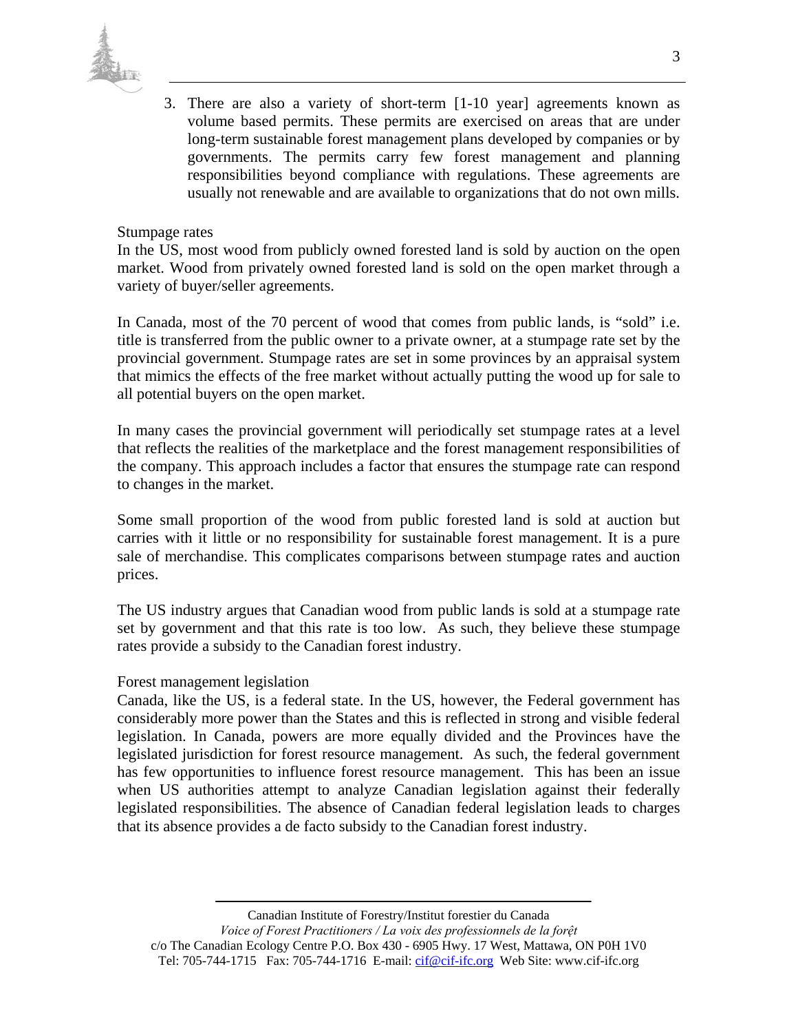3. There are also a variety of short-term [1-10 year] agreements known as volume based permits. These permits are exercised on areas that are under long-term sustainable forest management plans developed by companies or by governments. The permits carry few forest management and planning responsibilities beyond compliance with regulations. These agreements are usually not renewable and are available to organizations that do not own mills.

Stumpage rates

In the US, most wood from publicly owned forested land is sold by auction on the open market. Wood from privately owned forested land is sold on the open market through a variety of buyer/seller agreements.

In Canada, most of the 70 percent of wood that comes from public lands, is "sold" i.e. title is transferred from the public owner to a private owner, at a stumpage rate set by the provincial government. Stumpage rates are set in some provinces by an appraisal system that mimics the effects of the free market without actually putting the wood up for sale to all potential buyers on the open market.

In many cases the provincial government will periodically set stumpage rates at a level that reflects the realities of the marketplace and the forest management responsibilities of the company. This approach includes a factor that ensures the stumpage rate can respond to changes in the market.

Some small proportion of the wood from public forested land is sold at auction but carries with it little or no responsibility for sustainable forest management. It is a pure sale of merchandise. This complicates comparisons between stumpage rates and auction prices.

The US industry argues that Canadian wood from public lands is sold at a stumpage rate set by government and that this rate is too low. As such, they believe these stumpage rates provide a subsidy to the Canadian forest industry.

Forest management legislation

Canada, like the US, is a federal state. In the US, however, the Federal government has considerably more power than the States and this is reflected in strong and visible federal legislation. In Canada, powers are more equally divided and the Provinces have the legislated jurisdiction for forest resource management. As such, the federal government has few opportunities to influence forest resource management. This has been an issue when US authorities attempt to analyze Canadian legislation against their federally legislated responsibilities. The absence of Canadian federal legislation leads to charges that its absence provides a de facto subsidy to the Canadian forest industry.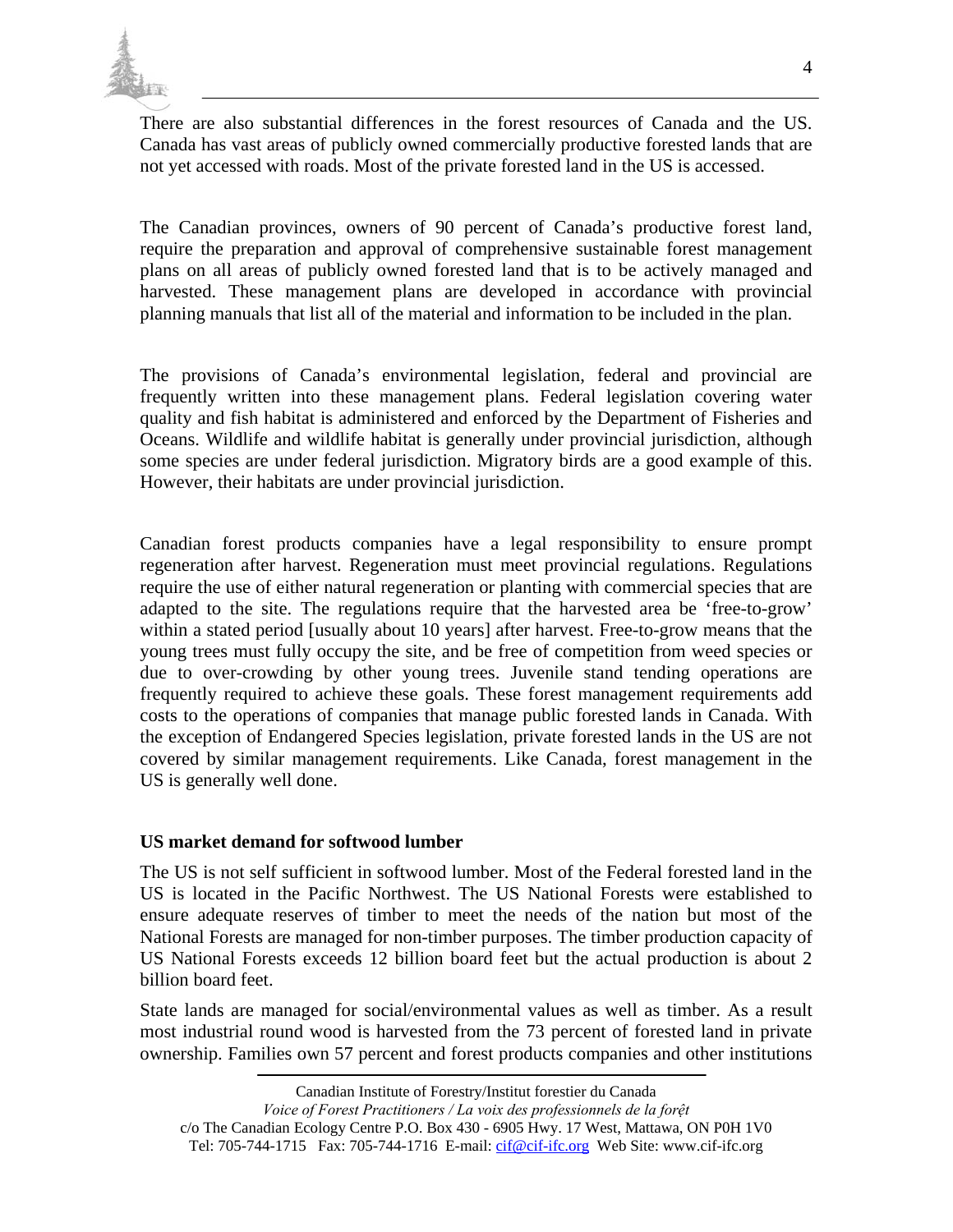There are also substantial differences in the forest resources of Canada and the US. Canada has vast areas of publicly owned commercially productive forested lands that are not yet accessed with roads. Most of the private forested land in the US is accessed.

The Canadian provinces, owners of 90 percent of Canada's productive forest land, require the preparation and approval of comprehensive sustainable forest management plans on all areas of publicly owned forested land that is to be actively managed and harvested. These management plans are developed in accordance with provincial planning manuals that list all of the material and information to be included in the plan.

The provisions of Canada's environmental legislation, federal and provincial are frequently written into these management plans. Federal legislation covering water quality and fish habitat is administered and enforced by the Department of Fisheries and Oceans. Wildlife and wildlife habitat is generally under provincial jurisdiction, although some species are under federal jurisdiction. Migratory birds are a good example of this. However, their habitats are under provincial jurisdiction.

Canadian forest products companies have a legal responsibility to ensure prompt regeneration after harvest. Regeneration must meet provincial regulations. Regulations require the use of either natural regeneration or planting with commercial species that are adapted to the site. The regulations require that the harvested area be 'free-to-grow' within a stated period [usually about 10 years] after harvest. Free-to-grow means that the young trees must fully occupy the site, and be free of competition from weed species or due to over-crowding by other young trees. Juvenile stand tending operations are frequently required to achieve these goals. These forest management requirements add costs to the operations of companies that manage public forested lands in Canada. With the exception of Endangered Species legislation, private forested lands in the US are not covered by similar management requirements. Like Canada, forest management in the US is generally well done.

**US market demand for softwood lumber**

The US is not self sufficient in softwood lumber. Most of the Federal forested land in the US is located in the Pacific Northwest. The US National Forests were established to ensure adequate reserves of timber to meet the needs of the nation but most of the National Forests are managed for non-timber purposes. The timber production capacity of US National Forests exceeds 12 billion board feet but the actual production is about 2 billion board feet.

State lands are managed for social/environmental values as well as timber. As a result most industrial round wood is harvested from the 73 percent of forested land in private ownership. Families own 57 percent and forest products companies and other institutions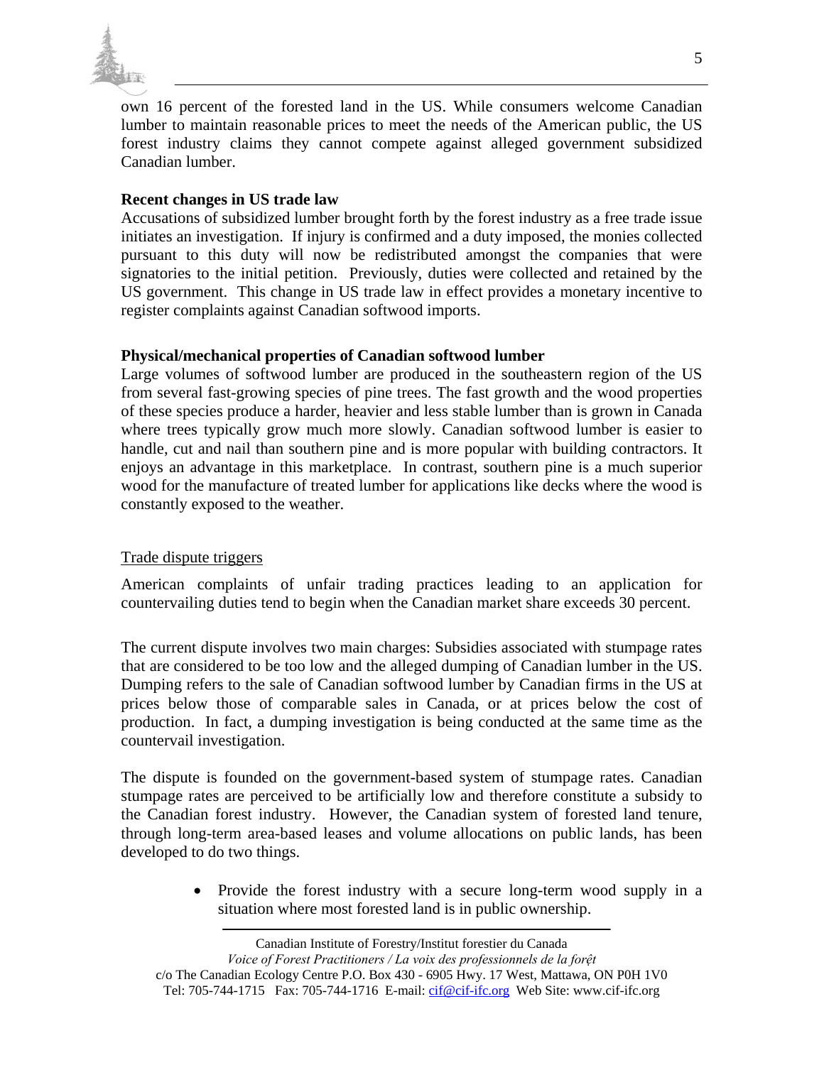own 16 percent of the forested land in the US. While consumers welcome Canadian lumber to maintain reasonable prices to meet the needs of the American public, the US forest industry claims they cannot compete against alleged government subsidized Canadian lumber.

**Recent changes in US trade law**

Accusations of subsidized lumber brought forth by the forest industry as a free trade issue initiates an investigation. If injury is confirmed and a duty imposed, the monies collected pursuant to this duty will now be redistributed amongst the companies that were signatories to the initial petition. Previously, duties were collected and retained by the US government. This change in US trade law in effect provides a monetary incentive to register complaints against Canadian softwood imports.

**Physical/mechanical properties of Canadian softwood lumber**

Large volumes of softwood lumber are produced in the southeastern region of the US from several fast-growing species of pine trees. The fast growth and the wood properties of these species produce a harder, heavier and less stable lumber than is grown in Canada where trees typically grow much more slowly. Canadian softwood lumber is easier to handle, cut and nail than southern pine and is more popular with building contractors. It enjoys an advantage in this marketplace. In contrast, southern pine is a much superior wood for the manufacture of treated lumber for applications like decks where the wood is constantly exposed to the weather.

Trade dispute triggers

American complaints of unfair trading practices leading to an application for countervailing duties tend to begin when the Canadian market share exceeds 30 percent.

The current dispute involves two main charges: Subsidies associated with stumpage rates that are considered to be too low and the alleged dumping of Canadian lumber in the US. Dumping refers to the sale of Canadian softwood lumber by Canadian firms in the US at prices below those of comparable sales in Canada, or at prices below the cost of production. In fact, a dumping investigation is being conducted at the same time as the countervail investigation.

The dispute is founded on the government-based system of stumpage rates. Canadian stumpage rates are perceived to be artificially low and therefore constitute a subsidy to the Canadian forest industry. However, the Canadian system of forested land tenure, through long-term area-based leases and volume allocations on public lands, has been developed to do two things.

- Provide the forest industry with a secure long-term wood supply in a situation where most forested land is in public ownership.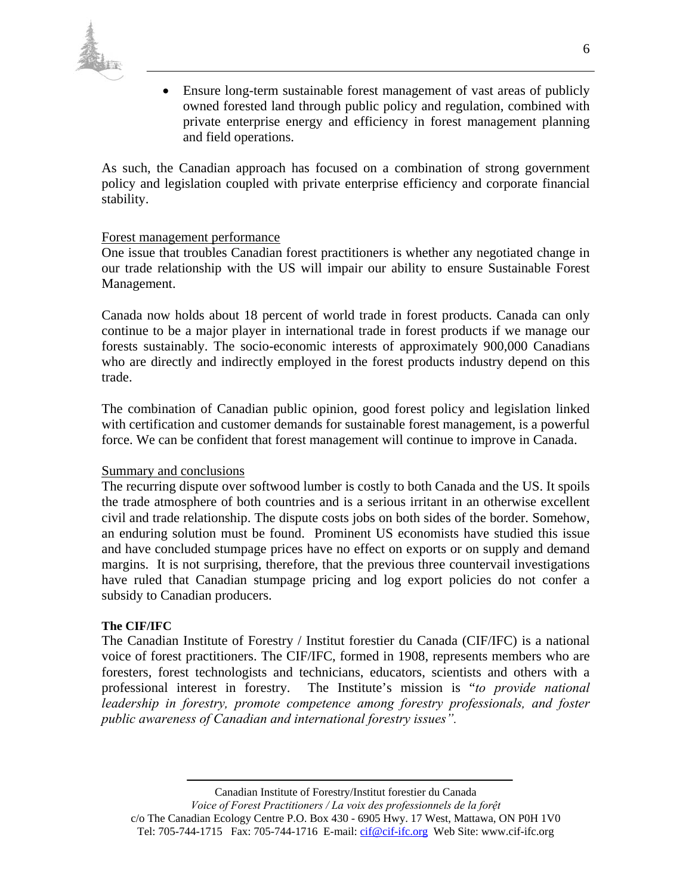- Ensure long-term sustainable forest management of vast areas of publicly owned forested land through public policy and regulation, combined with private enterprise energy and efficiency in forest management planning and field operations.

As such, the Canadian approach has focused on a combination of strong government policy and legislation coupled with private enterprise efficiency and corporate financial stability.

Forest management performance

One issue that troubles Canadian forest practitioners is whether any negotiated change in our trade relationship with the US will impair our ability to ensure Sustainable Forest Management.

Canada now holds about 18 percent of world trade in forest products. Canada can only continue to be a major player in international trade in forest products if we manage our forests sustainably. The socio-economic interests of approximately 900,000 Canadians who are directly and indirectly employed in the forest products industry depend on this trade.

The combination of Canadian public opinion, good forest policy and legislation linked with certification and customer demands for sustainable forest management, is a powerful force. We can be confident that forest management will continue to improve in Canada.

Summary and conclusions

The recurring dispute over softwood lumber is costly to both Canada and the US. It spoils the trade atmosphere of both countries and is a serious irritant in an otherwise excellent civil and trade relationship. The dispute costs jobs on both sides of the border. Somehow, an enduring solution must be found. Prominent US economists have studied this issue and have concluded stumpage prices have no effect on exports or on supply and demand margins. It is not surprising, therefore, that the previous three countervail investigations have ruled that Canadian stumpage pricing and log export policies do not confer a subsidy to Canadian producers.

**The CIF/IFC**

The Canadian Institute of Forestry / Institut forestier du Canada (CIF/IFC) is a national voice of forest practitioners. The CIF/IFC, formed in 1908, represents members who are foresters, forest technologists and technicians, educators, scientists and others with a professional interest in forestry. The Institute's mission is "*to provide national leadership in forestry, promote competence among forestry professionals, and foster public awareness of Canadian and international forestry issues".*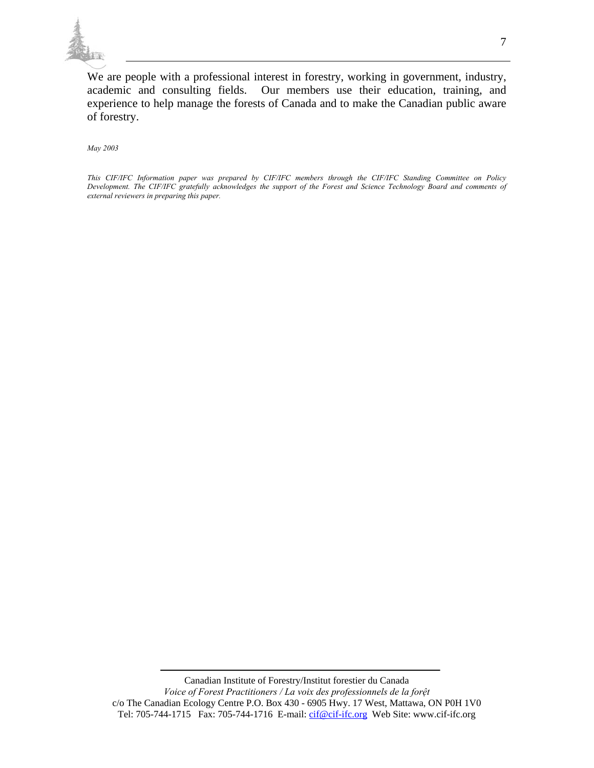We are people with a professional interest in forestry, working in government, industry, academic and consulting fields. Our members use their education, training, and experience to help manage the forests of Canada and to make the Canadian public aware of forestry.

*May 2003*

*This CIF/IFC Information paper was prepared by CIF/IFC members through the CIF/IFC Standing Committee on Policy Development. The CIF/IFC gratefully acknowledges the support of the Forest and Science Technology Board and comments of external reviewers in preparing this paper.*

Canadian Institute of Forestry/Institut forestier du Canada
*Voice of Forest Practitioners / La voix des professionnels de la forệt*
c/o The Canadian Ecology Centre P.O. Box 430 - 6905 Hwy. 17 West, Mattawa, ON P0H 1V0
Tel: 705-744-1715 Fax: 705-744-1716 E-mail: cif@cif-ifc.org Web Site: www.cif-ifc.org